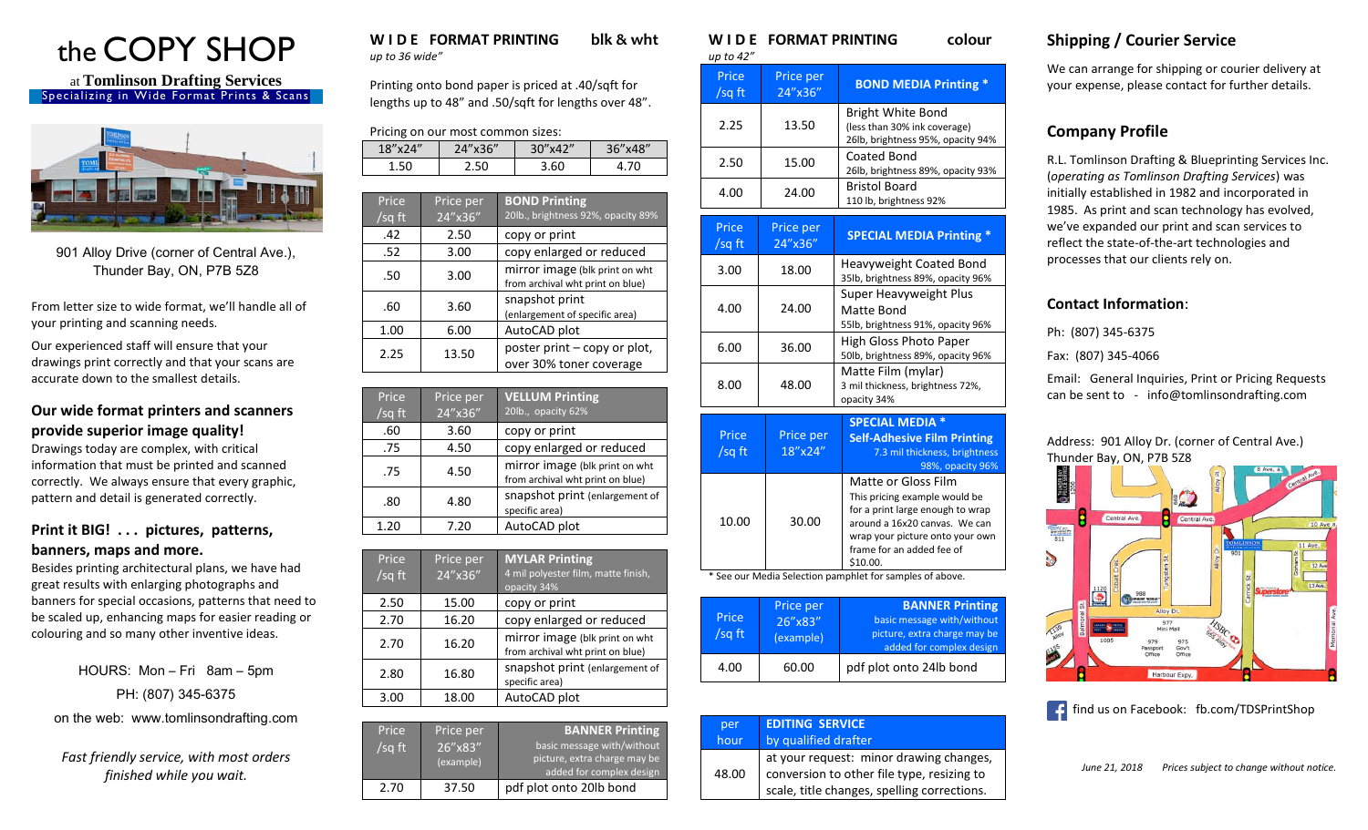# the COPY SHOP

at **Tomlinson Drafting Services**

Specializing in Wide Format Prints & Scans

901 Alloy Drive (corner of Central Ave.), Thunder Bay, ON, P7B 5Z8

From letter size to wide format, we'll handle all of your printing and scanning needs.

Our experienced staff will ensure that your drawings print correctly and that your scans are accurate down to the smallest details.

### Our wide format printers and scanners provide superior image quality!

Drawings today are complex, with critical information that must be printed and scanned correctly. We always ensure that every graphic, pattern and detail is generated correctly.

### Print it BIG! . . . pictures, patterns, banners, maps and more.

Besides printing architectural plans, we have had great results with enlarging photographs and banners for special occasions, patterns that need to be scaled up, enhancing maps for easier reading or colouring and so many other inventive ideas.

HOURS: Mon – Fri 8am – 5pm

PH: (807) 345-6375

on the web: www.tomlinsondrafting.com

*Fast friendly service, with most orders finished while you wait.*

## WIDE FORMAT PRINTING blk & wht

*up to 36 wide"*

Printing onto bond paper is priced at .40/sqft for lengths up to 48" and .50/sqft for lengths over 48".

Pricing on our most common sizes:

| 18"x24" | 24"x36" | 30"x42" | 36"x48" |
|---|---|---|---|
| 1.50 | 2.50 | 3.60 | 4.70 |

| Price /sq ft | Price per 24"x36" | **BOND Printing** 20lb., brightness 92%, opacity 89% |
|---|---|---|
| .42 | 2.50 | copy or print |
| .52 | 3.00 | copy enlarged or reduced |
| .50 | 3.00 | mirror image (blk print on wht from archival wht print on blue) |
| .60 | 3.60 | snapshot print (enlargement of specific area) |
| 1.00 | 6.00 | AutoCAD plot |
| 2.25 | 13.50 | poster print – copy or plot, over 30% toner coverage |

| Price /sq ft | Price per 24"x36" | **VELLUM Printing** 20lb., opacity 62% |
|---|---|---|
| .60 | 3.60 | copy or print |
| .75 | 4.50 | copy enlarged or reduced |
| .75 | 4.50 | mirror image (blk print on wht from archival wht print on blue) |
| .80 | 4.80 | snapshot print (enlargement of specific area) |
| 1.20 | 7.20 | AutoCAD plot |

| Price /sq ft | Price per 24"x36" | **MYLAR Printing** 4 mil polyester film, matte finish, opacity 34% |
|---|---|---|
| 2.50 | 15.00 | copy or print |
| 2.70 | 16.20 | copy enlarged or reduced |
| 2.70 | 16.20 | mirror image (blk print on wht from archival wht print on blue) |
| 2.80 | 16.80 | snapshot print (enlargement of specific area) |
| 3.00 | 18.00 | AutoCAD plot |

| Price /sq ft | Price per 26"x83" (example) | **BANNER Printing** basic message with/without picture, extra charge may be added for complex design |
|---|---|---|
| 2.70 | 37.50 | pdf plot onto 20lb bond |

## WIDE FORMAT PRINTING colour

*up to 42"*

| Price /sq ft | Price per 24"x36" | **BOND MEDIA Printing** * |
|---|---|---|
| 2.25 | 13.50 | Bright White Bond (less than 30% ink coverage) 26lb, brightness 95%, opacity 94% |
| 2.50 | 15.00 | Coated Bond 26lb, brightness 89%, opacity 93% |
| 4.00 | 24.00 | Bristol Board 110 lb, brightness 92% |

| Price /sq ft | Price per 24"x36" | **SPECIAL MEDIA Printing** * |
|---|---|---|
| 3.00 | 18.00 | Heavyweight Coated Bond 35lb, brightness 89%, opacity 96% |
| 4.00 | 24.00 | Super Heavyweight Plus Matte Bond 55lb, brightness 91%, opacity 96% |
| 6.00 | 36.00 | High Gloss Photo Paper 50lb, brightness 89%, opacity 96% |
| 8.00 | 48.00 | Matte Film (mylar) 3 mil thickness, brightness 72%, opacity 34% |

| Price /sq ft | Price per 18"x24" | **SPECIAL MEDIA * Self-Adhesive Film Printing** 7.3 mil thickness, brightness 98%, opacity 96% |
|---|---|---|
| 10.00 | 30.00 | Matte or Gloss Film. This pricing example would be for a print large enough to wrap around a 16x20 canvas. We can wrap your picture onto your own frame for an added fee of $10.00. |

\* See our Media Selection pamphlet for samples of above.

| Price /sq ft | Price per 26"x83" (example) | **BANNER Printing** basic message with/without picture, extra charge may be added for complex design |
|---|---|---|
| 4.00 | 60.00 | pdf plot onto 24lb bond |

| per hour | **EDITING SERVICE** by qualified drafter |
|---|---|
| 48.00 | at your request: minor drawing changes, conversion to other file type, resizing to scale, title changes, spelling corrections. |

## Shipping / Courier Service

We can arrange for shipping or courier delivery at your expense, please contact for further details.

## Company Profile

R.L. Tomlinson Drafting & Blueprinting Services Inc. (*operating as Tomlinson Drafting Services*) was initially established in 1982 and incorporated in 1985. As print and scan technology has evolved, we've expanded our print and scan services to reflect the state-of-the-art technologies and processes that our clients rely on.

## Contact Information:

Ph: (807) 345-6375

Fax: (807) 345-4066

Email: General Inquiries, Print or Pricing Requests can be sent to - info@tomlinsondrafting.com

Address: 901 Alloy Dr. (corner of Central Ave.) Thunder Bay, ON, P7B 5Z8

find us on Facebook: fb.com/TDSPrintShop

*June 21, 2018* *Prices subject to change without notice.*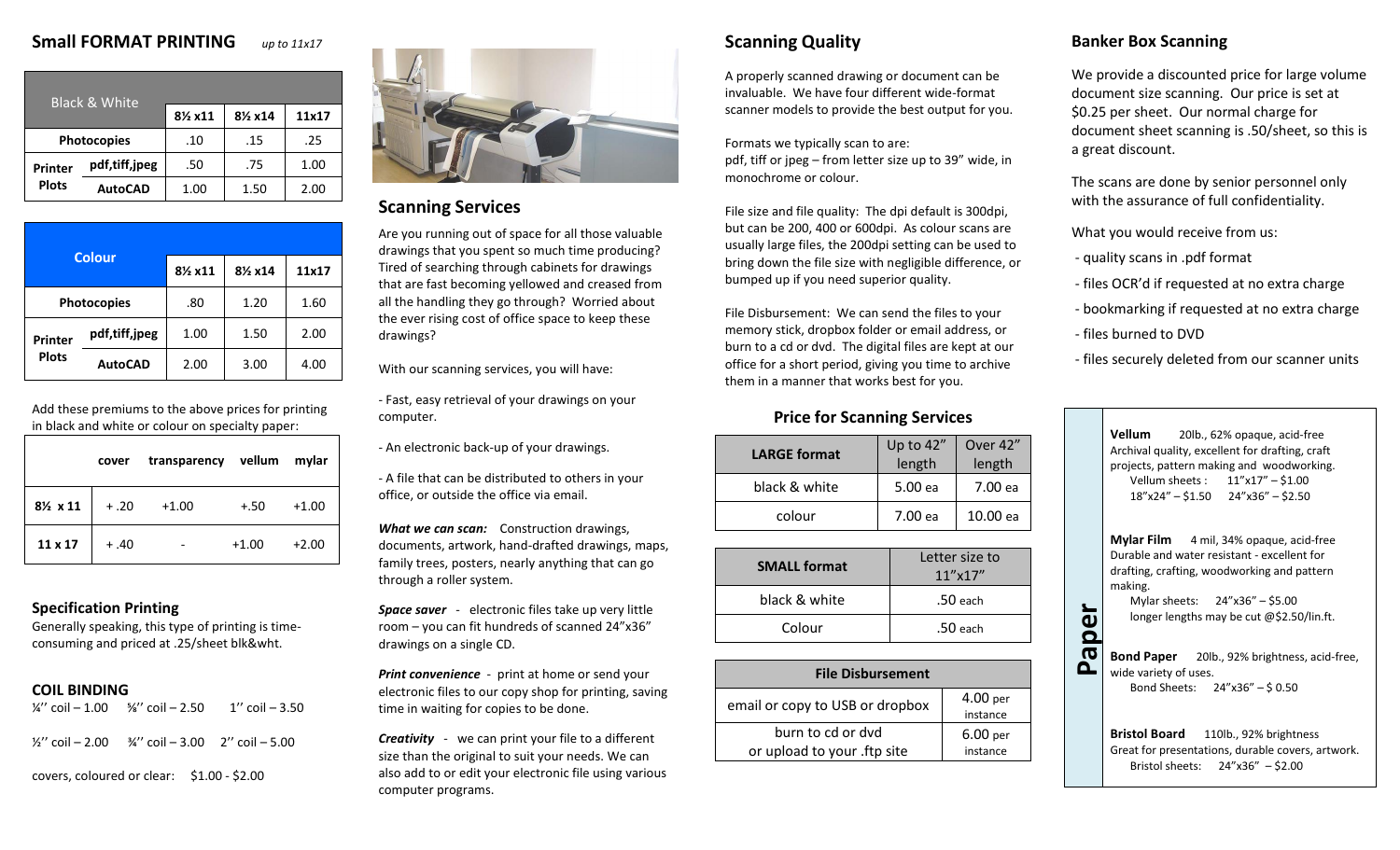## Small FORMAT PRINTING *up to 11x17*

| Black & White | | 8½ x11 | 8½ x14 | 11x17 |
|---|---|---|---|---|
| Photocopies | | .10 | .15 | .25 |
| Printer Plots | pdf,tiff,jpeg | .50 | .75 | 1.00 |
| | AutoCAD | 1.00 | 1.50 | 2.00 |

| Colour | | 8½ x11 | 8½ x14 | 11x17 |
|---|---|---|---|---|
| Photocopies | | .80 | 1.20 | 1.60 |
| Printer Plots | pdf,tiff,jpeg | 1.00 | 1.50 | 2.00 |
| | AutoCAD | 2.00 | 3.00 | 4.00 |

Add these premiums to the above prices for printing in black and white or colour on specialty paper:

| | cover | transparency | vellum | mylar |
|---|---|---|---|---|
| 8½ x 11 | + .20 | +1.00 | +.50 | +1.00 |
| 11 x 17 | + .40 | - | +1.00 | +2.00 |

### Specification Printing

Generally speaking, this type of printing is time-consuming and priced at .25/sheet blk&wht.

### COIL BINDING

¼'' coil – 1.00 ⅝'' coil – 2.50 1'' coil – 3.50

½'' coil – 2.00 ¾'' coil – 3.00 2'' coil – 5.00

covers, coloured or clear: $1.00 - $2.00

## Scanning Services

Are you running out of space for all those valuable drawings that you spent so much time producing? Tired of searching through cabinets for drawings that are fast becoming yellowed and creased from all the handling they go through? Worried about the ever rising cost of office space to keep these drawings?

With our scanning services, you will have:

- Fast, easy retrieval of your drawings on your computer.

- An electronic back-up of your drawings.

- A file that can be distributed to others in your office, or outside the office via email.

***What we can scan:*** Construction drawings, documents, artwork, hand-drafted drawings, maps, family trees, posters, nearly anything that can go through a roller system.

***Space saver*** - electronic files take up very little room – you can fit hundreds of scanned 24"x36" drawings on a single CD.

***Print convenience*** - print at home or send your electronic files to our copy shop for printing, saving time in waiting for copies to be done.

***Creativity*** - we can print your file to a different size than the original to suit your needs. We can also add to or edit your electronic file using various computer programs.

## Scanning Quality

A properly scanned drawing or document can be invaluable. We have four different wide-format scanner models to provide the best output for you.

Formats we typically scan to are:
pdf, tiff or jpeg – from letter size up to 39" wide, in monochrome or colour.

File size and file quality: The dpi default is 300dpi, but can be 200, 400 or 600dpi. As colour scans are usually large files, the 200dpi setting can be used to bring down the file size with negligible difference, or bumped up if you need superior quality.

File Disbursement: We can send the files to your memory stick, dropbox folder or email address, or burn to a cd or dvd. The digital files are kept at our office for a short period, giving you time to archive them in a manner that works best for you.

### Price for Scanning Services

| LARGE format | Up to 42" length | Over 42" length |
|---|---|---|
| black & white | 5.00 ea | 7.00 ea |
| colour | 7.00 ea | 10.00 ea |

| SMALL format | Letter size to 11"x17" |
|---|---|
| black & white | .50 each |
| Colour | .50 each |

| File Disbursement | |
|---|---|
| email or copy to USB or dropbox | 4.00 per instance |
| burn to cd or dvd or upload to your .ftp site | 6.00 per instance |

## Banker Box Scanning

We provide a discounted price for large volume document size scanning. Our price is set at $0.25 per sheet. Our normal charge for document sheet scanning is .50/sheet, so this is a great discount.

The scans are done by senior personnel only with the assurance of full confidentiality.

What you would receive from us:

- quality scans in .pdf format
- files OCR'd if requested at no extra charge
- bookmarking if requested at no extra charge
- files burned to DVD
- files securely deleted from our scanner units

## Paper

**Vellum** 20lb., 62% opaque, acid-free
Archival quality, excellent for drafting, craft projects, pattern making and woodworking.
Vellum sheets : 11"x17" – $1.00
18"x24" – $1.50 24"x36" – $2.50

**Mylar Film** 4 mil, 34% opaque, acid-free
Durable and water resistant - excellent for drafting, crafting, woodworking and pattern making.
Mylar sheets: 24"x36" – $5.00
longer lengths may be cut @$2.50/lin.ft.

**Bond Paper** 20lb., 92% brightness, acid-free, wide variety of uses.
Bond Sheets: 24"x36" – $ 0.50

**Bristol Board** 110lb., 92% brightness
Great for presentations, durable covers, artwork.
Bristol sheets: 24"x36" – $2.00